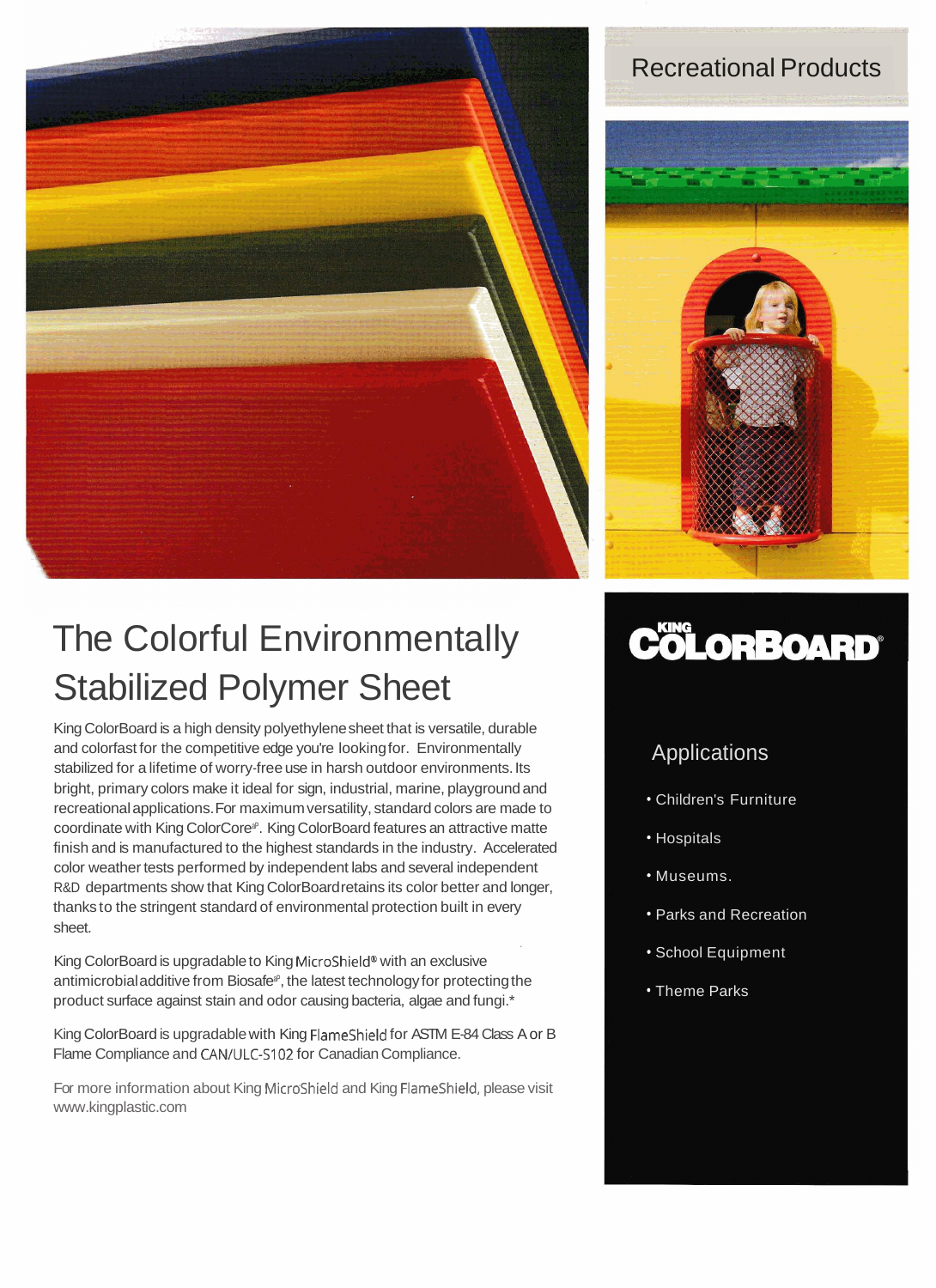Recreational Products

# The Colorful Environmentally Stabilized Polymer Sheet

King ColorBoard is a high density polyethylene sheet that is versatile, durable and colorfast for the competitive edge you're looking for. Environmentally stabilized for a lifetime of worry-free use in harsh outdoor environments. Its bright, primary colors make it ideal for sign, industrial, marine, playground and recreational applications. For maximum versatility, standard colors are made to coordinate with King ColorCore®. King ColorBoard features an attractive matte finish and is manufactured to the highest standards in the industry. Accelerated color weather tests performed by independent labs and several independent R&D departments show that King ColorBoard retains its color better and longer, thanks to the stringent standard of environmental protection built in every sheet.

King ColorBoard is upgradable to King MicroShield® with an exclusive antimicrobial additive from Biosafe®, the latest technology for protecting the product surface against stain and odor causing bacteria, algae and fungi.*

King ColorBoard is upgradable with King FlameShield for ASTM E-84 Class A or B Flame Compliance and CAN/ULC-S102 for Canadian Compliance.

For more information about King MicroShield and King FlameShield, please visit www.kingplastic.com

## KING COLORBOARD®

### Applications

- Children's Furniture
- Hospitals
- Museums.
- Parks and Recreation
- School Equipment
- Theme Parks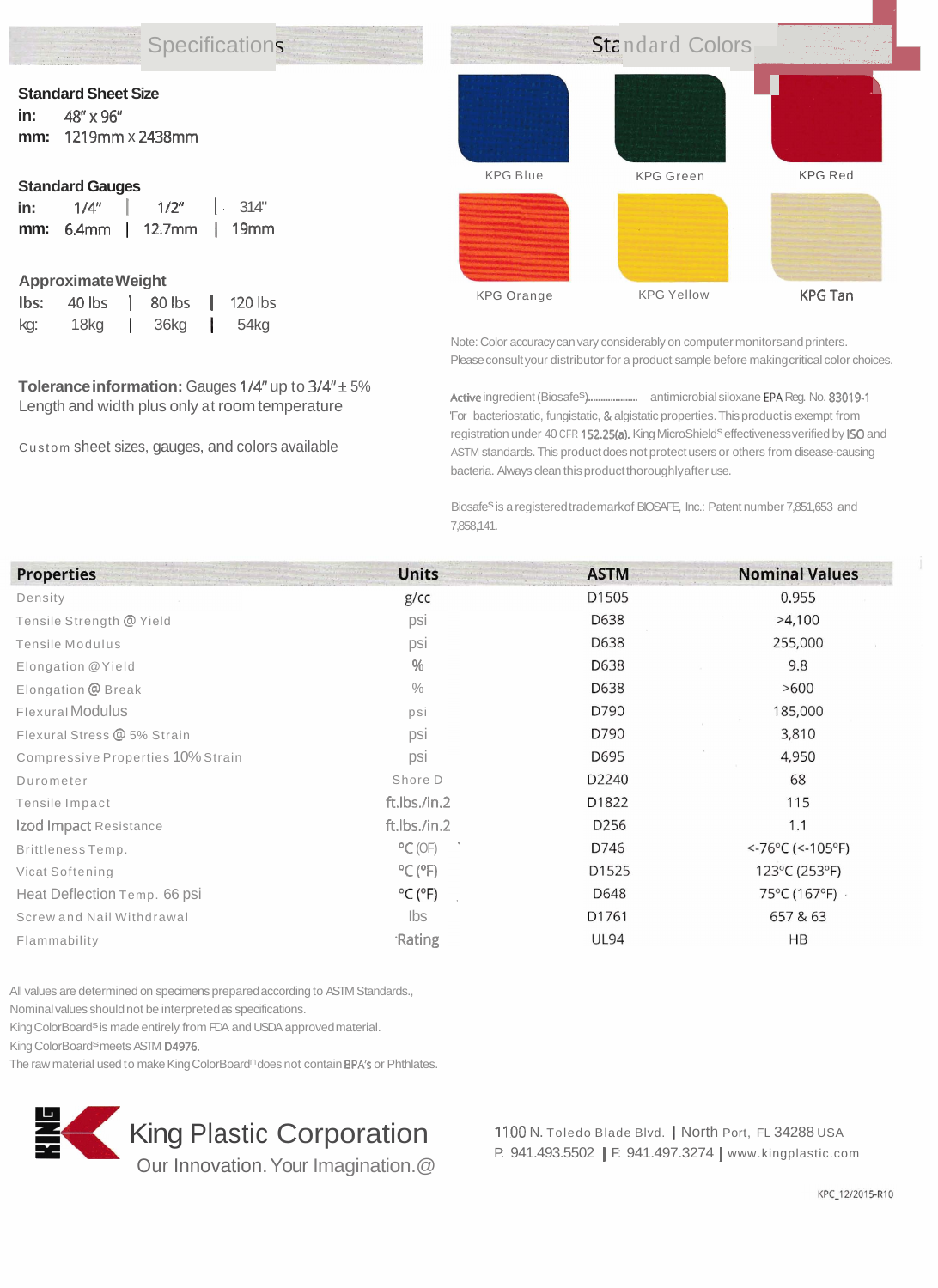## Specifications

**Standard Sheet Size**
**in:** 48" x 96"
**mm:** 1219mm x 2438mm

**Standard Gauges**

| | | | |
|---|---|---|---|
| **in:** | 1/4" | 1/2" | 314" |
| **mm:** | 6.4mm | 12.7mm | 19mm |

**Approximate Weight**

| | | | |
|---|---|---|---|
| **lbs:** | 40 lbs | 80 lbs | 120 lbs |
| kg: | 18kg | 36kg | 54kg |

**Tolerance information:** Gauges 1/4" up to 3/4" ± 5%
Length and width plus only at room temperature

Custom sheet sizes, gauges, and colors available

## Standard Colors

KPG Blue
KPG Green
KPG Red
KPG Orange
KPG Yellow
KPG Tan

Note: Color accuracy can vary considerably on computer monitors and printers. Please consult your distributor for a product sample before making critical color choices.

Active ingredient (Biosafe[S])................... antimicrobial siloxane EPA Reg. No. 83019-1 'For bacteriostatic, fungistatic, & algistatic properties. This product is exempt from registration under 40 CFR 152.25(a). King MicroShield[S] effectiveness verified by ISO and ASTM standards. This product does not protect users or others from disease-causing bacteria. Always clean this product thoroughly after use.

Biosafe[S] is a registered trademark of BIOSAFE, Inc.: Patent number 7,851,653 and 7,858,141.

| Properties | Units | ASTM | Nominal Values |
|---|---|---|---|
| Density | g/cc | D1505 | 0.955 |
| Tensile Strength @ Yield | psi | D638 | >4,100 |
| Tensile Modulus | psi | D638 | 255,000 |
| Elongation @ Yield | % | D638 | 9.8 |
| Elongation @ Break | % | D638 | >600 |
| Flexural Modulus | psi | D790 | 185,000 |
| Flexural Stress @ 5% Strain | psi | D790 | 3,810 |
| Compressive Properties 10% Strain | psi | D695 | 4,950 |
| Durometer | Shore D | D2240 | 68 |
| Tensile Impact | ft.lbs./in.2 | D1822 | 115 |
| Izod Impact Resistance | ft.lbs./in.2 | D256 | 1.1 |
| Brittleness Temp. | °C (OF) | D746 | <-76°C (<-105°F) |
| Vicat Softening | °C (°F) | D1525 | 123°C (253°F) |
| Heat Deflection Temp. 66 psi | °C (°F) | D648 | 75°C (167°F) |
| Screw and Nail Withdrawal | lbs | D1761 | 657 & 63 |
| Flammability | Rating | UL94 | HB |

All values are determined on specimens prepared according to ASTM Standards.,
Nominal values should not be interpreted as specifications.
King ColorBoard[S] is made entirely from FDA and USDA approved material.
King ColorBoard[S] meets ASTM D4976.
The raw material used to make King ColorBoard[m] does not contain BPA's or Phthlates.

**King Plastic Corporation**
Our Innovation. Your Imagination.®

1100 N. Toledo Blade Blvd. | North Port, FL 34288 USA
P. 941.493.5502 | F. 941.497.3274 | www.kingplastic.com

KPC_12/2015-R10